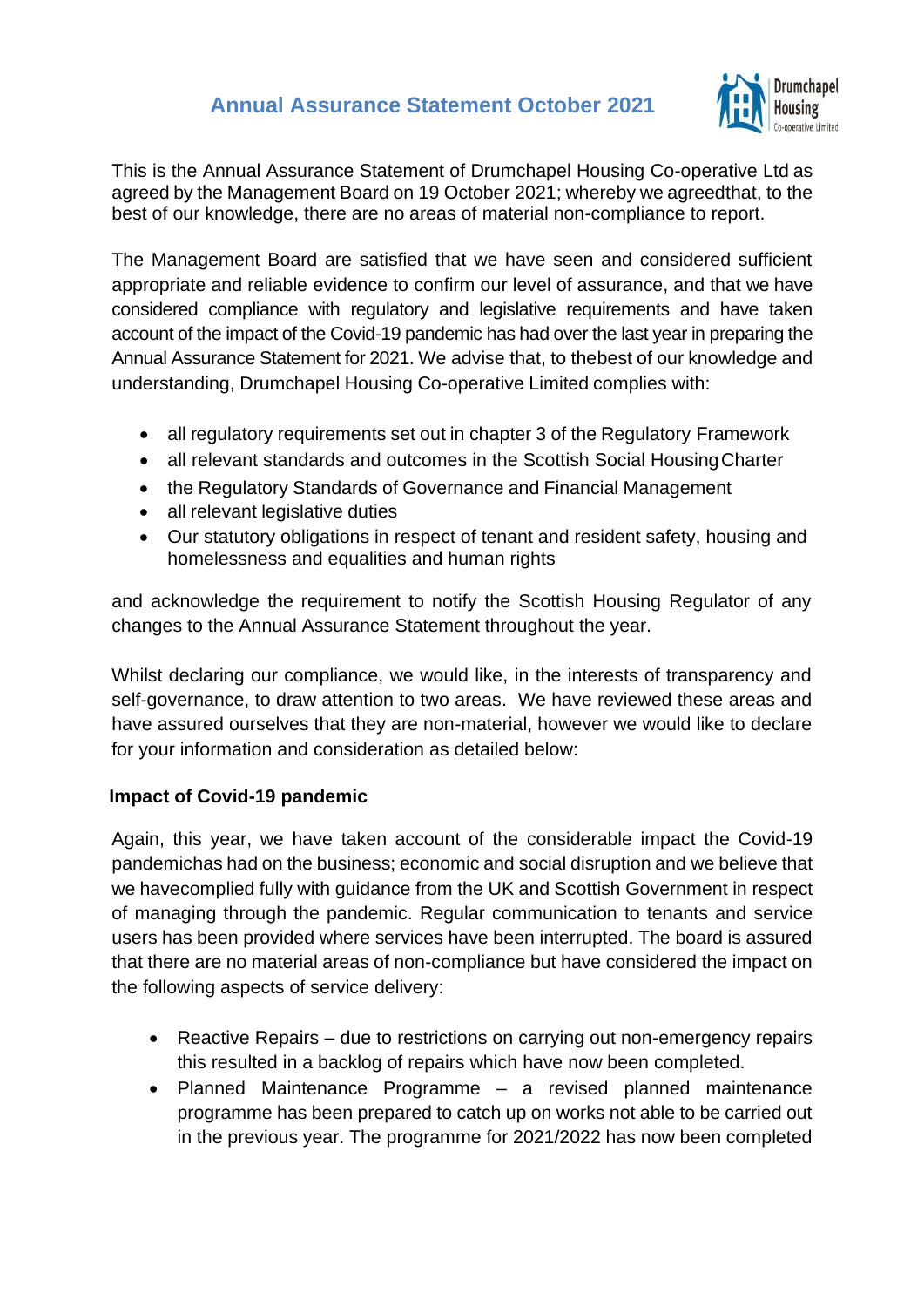# Annual Assurance Statement October 2021

This is the Annual Assurance Statement of Drumchapel Housing Co-operative Ltd as agreed by the Management Board on 19 October 2021; whereby we agreedthat, to the best of our knowledge, there are no areas of material non-compliance to report.

The Management Board are satisfied that we have seen and considered sufficient appropriate and reliable evidence to confirm our level of assurance, and that we have considered compliance with regulatory and legislative requirements and have taken account of the impact of the Covid-19 pandemic has had over the last year in preparing the Annual Assurance Statement for 2021. We advise that, to thebest of our knowledge and understanding, Drumchapel Housing Co-operative Limited complies with:

- all regulatory requirements set out in chapter 3 of the Regulatory Framework
- all relevant standards and outcomes in the Scottish Social Housing Charter
- the Regulatory Standards of Governance and Financial Management
- all relevant legislative duties
- Our statutory obligations in respect of tenant and resident safety, housing and homelessness and equalities and human rights

and acknowledge the requirement to notify the Scottish Housing Regulator of any changes to the Annual Assurance Statement throughout the year.

Whilst declaring our compliance, we would like, in the interests of transparency and self-governance, to draw attention to two areas. We have reviewed these areas and have assured ourselves that they are non-material, however we would like to declare for your information and consideration as detailed below:

**Impact of Covid-19 pandemic**

Again, this year, we have taken account of the considerable impact the Covid-19 pandemichas had on the business; economic and social disruption and we believe that we havecomplied fully with guidance from the UK and Scottish Government in respect of managing through the pandemic. Regular communication to tenants and service users has been provided where services have been interrupted. The board is assured that there are no material areas of non-compliance but have considered the impact on the following aspects of service delivery:

- Reactive Repairs – due to restrictions on carrying out non-emergency repairs this resulted in a backlog of repairs which have now been completed.
- Planned Maintenance Programme – a revised planned maintenance programme has been prepared to catch up on works not able to be carried out in the previous year. The programme for 2021/2022 has now been completed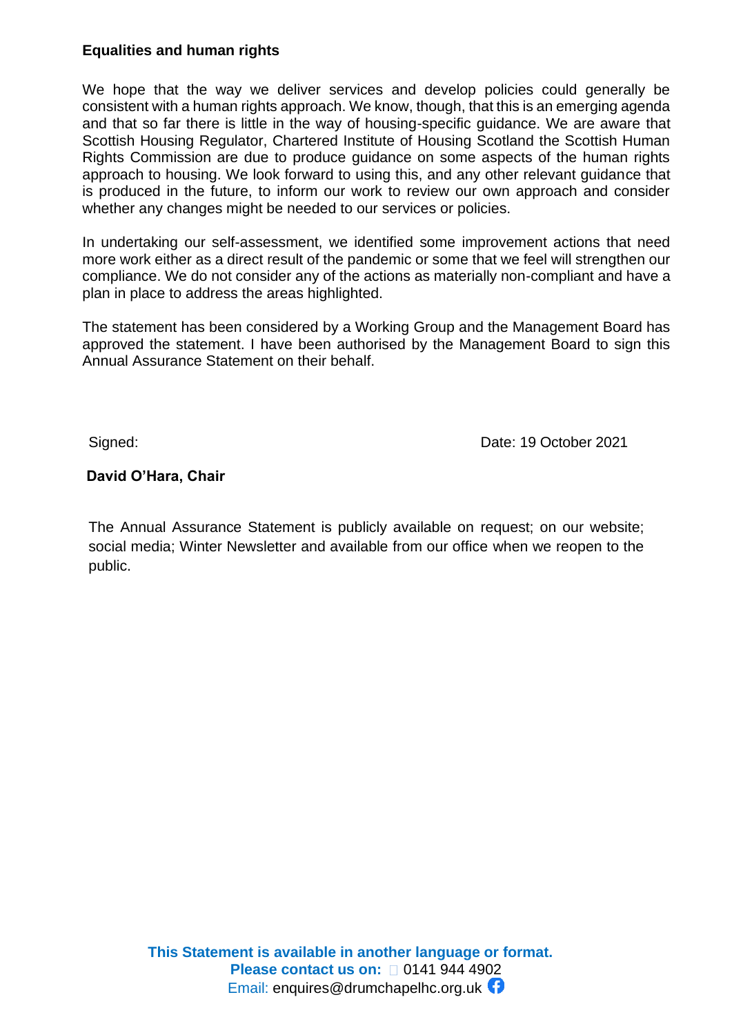**Equalities and human rights**

We hope that the way we deliver services and develop policies could generally be consistent with a human rights approach. We know, though, that this is an emerging agenda and that so far there is little in the way of housing-specific guidance. We are aware that Scottish Housing Regulator, Chartered Institute of Housing Scotland the Scottish Human Rights Commission are due to produce guidance on some aspects of the human rights approach to housing. We look forward to using this, and any other relevant guidance that is produced in the future, to inform our work to review our own approach and consider whether any changes might be needed to our services or policies.

In undertaking our self-assessment, we identified some improvement actions that need more work either as a direct result of the pandemic or some that we feel will strengthen our compliance. We do not consider any of the actions as materially non-compliant and have a plan in place to address the areas highlighted.

The statement has been considered by a Working Group and the Management Board has approved the statement. I have been authorised by the Management Board to sign this Annual Assurance Statement on their behalf.

Signed: Date: 19 October 2021

**David O'Hara, Chair**

The Annual Assurance Statement is publicly available on request; on our website; social media; Winter Newsletter and available from our office when we reopen to the public.

**This Statement is available in another language or format.**
**Please contact us on:** 0141 944 4902
Email: enquires@drumchapelhc.org.uk